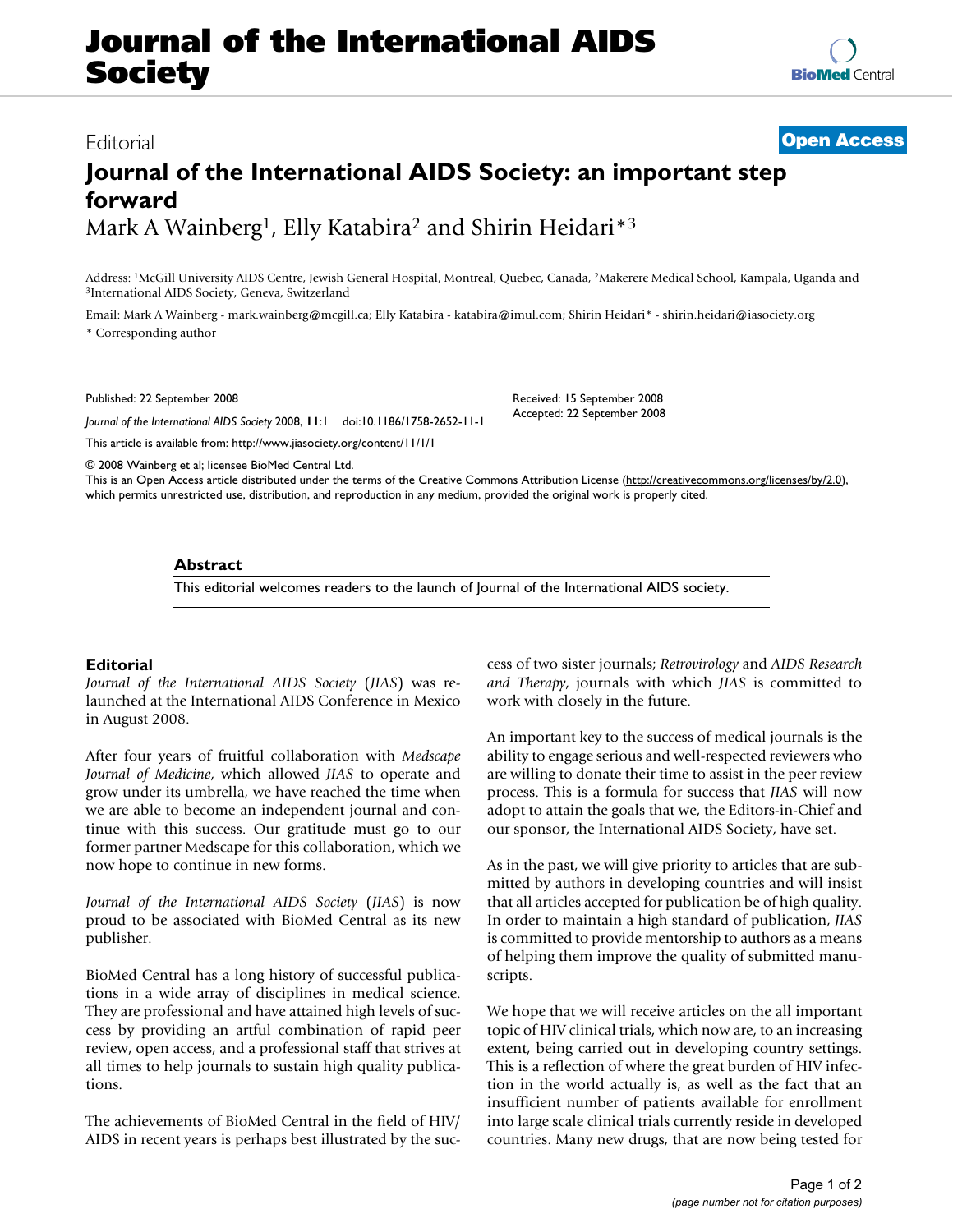# Journal of the International AIDS Society

Editorial

**Open Access**

## Journal of the International AIDS Society: an important step forward

Mark A Wainberg[1], Elly Katabira[2] and Shirin Heidari*[3]

Address: [1]McGill University AIDS Centre, Jewish General Hospital, Montreal, Quebec, Canada, [2]Makerere Medical School, Kampala, Uganda and [3]International AIDS Society, Geneva, Switzerland

Email: Mark A Wainberg - mark.wainberg@mcgill.ca; Elly Katabira - katabira@imul.com; Shirin Heidari* - shirin.heidari@iasociety.org

\* Corresponding author

Published: 22 September 2008

*Journal of the International AIDS Society* 2008, **11**:1 doi:10.1186/1758-2652-11-1

This article is available from: http://www.jiasociety.org/content/11/1/1

Received: 15 September 2008
Accepted: 22 September 2008

© 2008 Wainberg et al; licensee BioMed Central Ltd.
This is an Open Access article distributed under the terms of the Creative Commons Attribution License (http://creativecommons.org/licenses/by/2.0), which permits unrestricted use, distribution, and reproduction in any medium, provided the original work is properly cited.

### Abstract

This editorial welcomes readers to the launch of Journal of the International AIDS society.

### Editorial

*Journal of the International AIDS Society* (*JIAS*) was relaunched at the International AIDS Conference in Mexico in August 2008.

After four years of fruitful collaboration with *Medscape Journal of Medicine*, which allowed *JIAS* to operate and grow under its umbrella, we have reached the time when we are able to become an independent journal and continue with this success. Our gratitude must go to our former partner Medscape for this collaboration, which we now hope to continue in new forms.

*Journal of the International AIDS Society* (*JIAS*) is now proud to be associated with BioMed Central as its new publisher.

BioMed Central has a long history of successful publications in a wide array of disciplines in medical science. They are professional and have attained high levels of success by providing an artful combination of rapid peer review, open access, and a professional staff that strives at all times to help journals to sustain high quality publications.

The achievements of BioMed Central in the field of HIV/AIDS in recent years is perhaps best illustrated by the success of two sister journals; *Retrovirology* and *AIDS Research and Therapy*, journals with which *JIAS* is committed to work with closely in the future.

An important key to the success of medical journals is the ability to engage serious and well-respected reviewers who are willing to donate their time to assist in the peer review process. This is a formula for success that *JIAS* will now adopt to attain the goals that we, the Editors-in-Chief and our sponsor, the International AIDS Society, have set.

As in the past, we will give priority to articles that are submitted by authors in developing countries and will insist that all articles accepted for publication be of high quality. In order to maintain a high standard of publication, *JIAS* is committed to provide mentorship to authors as a means of helping them improve the quality of submitted manuscripts.

We hope that we will receive articles on the all important topic of HIV clinical trials, which now are, to an increasing extent, being carried out in developing country settings. This is a reflection of where the great burden of HIV infection in the world actually is, as well as the fact that an insufficient number of patients available for enrollment into large scale clinical trials currently reside in developed countries. Many new drugs, that are now being tested for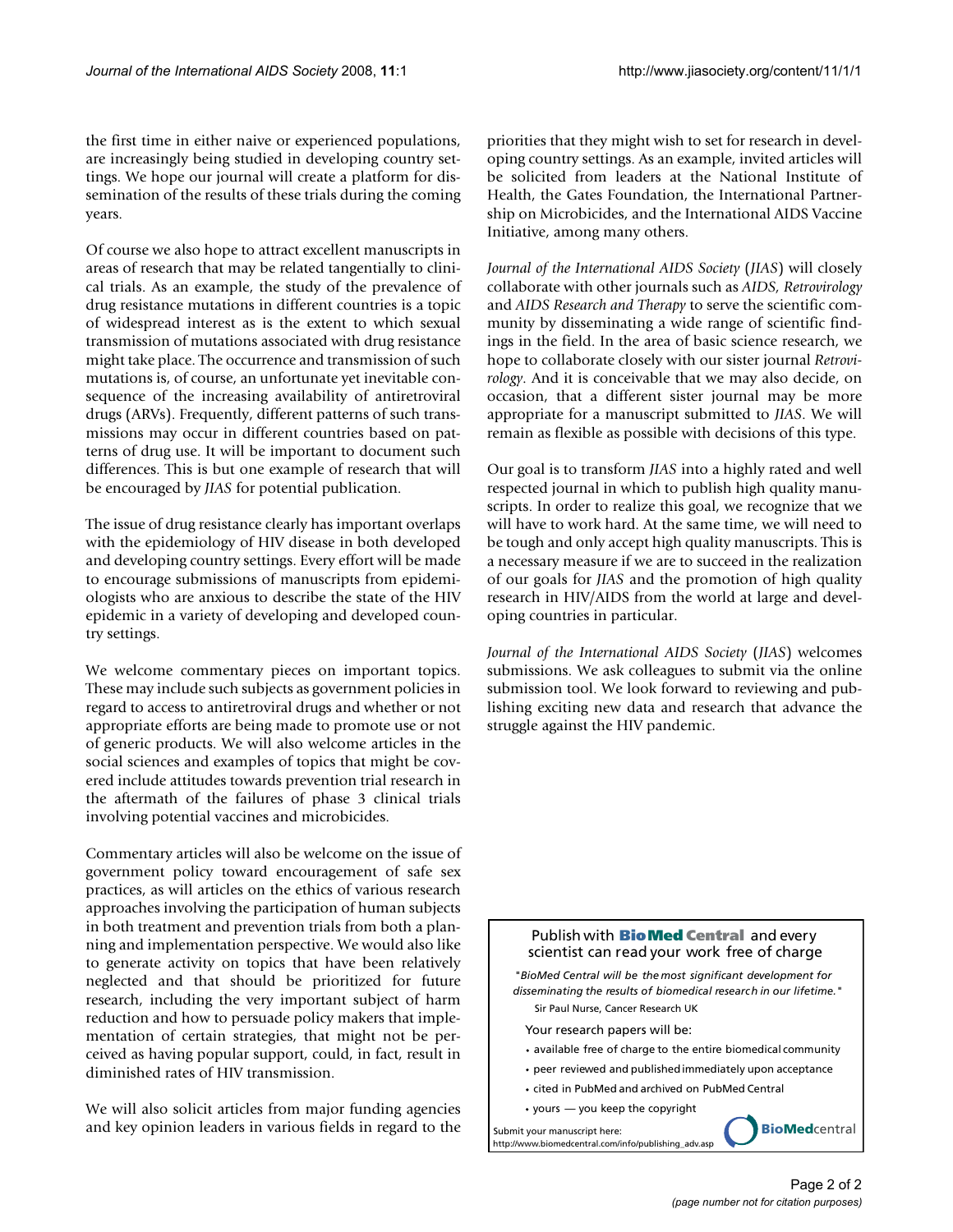the first time in either naive or experienced populations, are increasingly being studied in developing country settings. We hope our journal will create a platform for dissemination of the results of these trials during the coming years.

Of course we also hope to attract excellent manuscripts in areas of research that may be related tangentially to clinical trials. As an example, the study of the prevalence of drug resistance mutations in different countries is a topic of widespread interest as is the extent to which sexual transmission of mutations associated with drug resistance might take place. The occurrence and transmission of such mutations is, of course, an unfortunate yet inevitable consequence of the increasing availability of antiretroviral drugs (ARVs). Frequently, different patterns of such transmissions may occur in different countries based on patterns of drug use. It will be important to document such differences. This is but one example of research that will be encouraged by *JIAS* for potential publication.

The issue of drug resistance clearly has important overlaps with the epidemiology of HIV disease in both developed and developing country settings. Every effort will be made to encourage submissions of manuscripts from epidemiologists who are anxious to describe the state of the HIV epidemic in a variety of developing and developed country settings.

We welcome commentary pieces on important topics. These may include such subjects as government policies in regard to access to antiretroviral drugs and whether or not appropriate efforts are being made to promote use or not of generic products. We will also welcome articles in the social sciences and examples of topics that might be covered include attitudes towards prevention trial research in the aftermath of the failures of phase 3 clinical trials involving potential vaccines and microbicides.

Commentary articles will also be welcome on the issue of government policy toward encouragement of safe sex practices, as will articles on the ethics of various research approaches involving the participation of human subjects in both treatment and prevention trials from both a planning and implementation perspective. We would also like to generate activity on topics that have been relatively neglected and that should be prioritized for future research, including the very important subject of harm reduction and how to persuade policy makers that implementation of certain strategies, that might not be perceived as having popular support, could, in fact, result in diminished rates of HIV transmission.

We will also solicit articles from major funding agencies and key opinion leaders in various fields in regard to the priorities that they might wish to set for research in developing country settings. As an example, invited articles will be solicited from leaders at the National Institute of Health, the Gates Foundation, the International Partnership on Microbicides, and the International AIDS Vaccine Initiative, among many others.

*Journal of the International AIDS Society* (*JIAS*) will closely collaborate with other journals such as *AIDS, Retrovirology* and *AIDS Research and Therapy* to serve the scientific community by disseminating a wide range of scientific findings in the field. In the area of basic science research, we hope to collaborate closely with our sister journal *Retrovirology*. And it is conceivable that we may also decide, on occasion, that a different sister journal may be more appropriate for a manuscript submitted to *JIAS*. We will remain as flexible as possible with decisions of this type.

Our goal is to transform *JIAS* into a highly rated and well respected journal in which to publish high quality manuscripts. In order to realize this goal, we recognize that we will have to work hard. At the same time, we will need to be tough and only accept high quality manuscripts. This is a necessary measure if we are to succeed in the realization of our goals for *JIAS* and the promotion of high quality research in HIV/AIDS from the world at large and developing countries in particular.

*Journal of the International AIDS Society* (*JIAS*) welcomes submissions. We ask colleagues to submit via the online submission tool. We look forward to reviewing and publishing exciting new data and research that advance the struggle against the HIV pandemic.

Publish with **BioMed Central** and every scientist can read your work free of charge

*"BioMed Central will be the most significant development for disseminating the results of biomedical research in our lifetime."*
Sir Paul Nurse, Cancer Research UK

Your research papers will be:

- available free of charge to the entire biomedical community
- peer reviewed and published immediately upon acceptance
- cited in PubMed and archived on PubMed Central
- yours — you keep the copyright

Submit your manuscript here:
http://www.biomedcentral.com/info/publishing_adv.asp

**BioMed**central